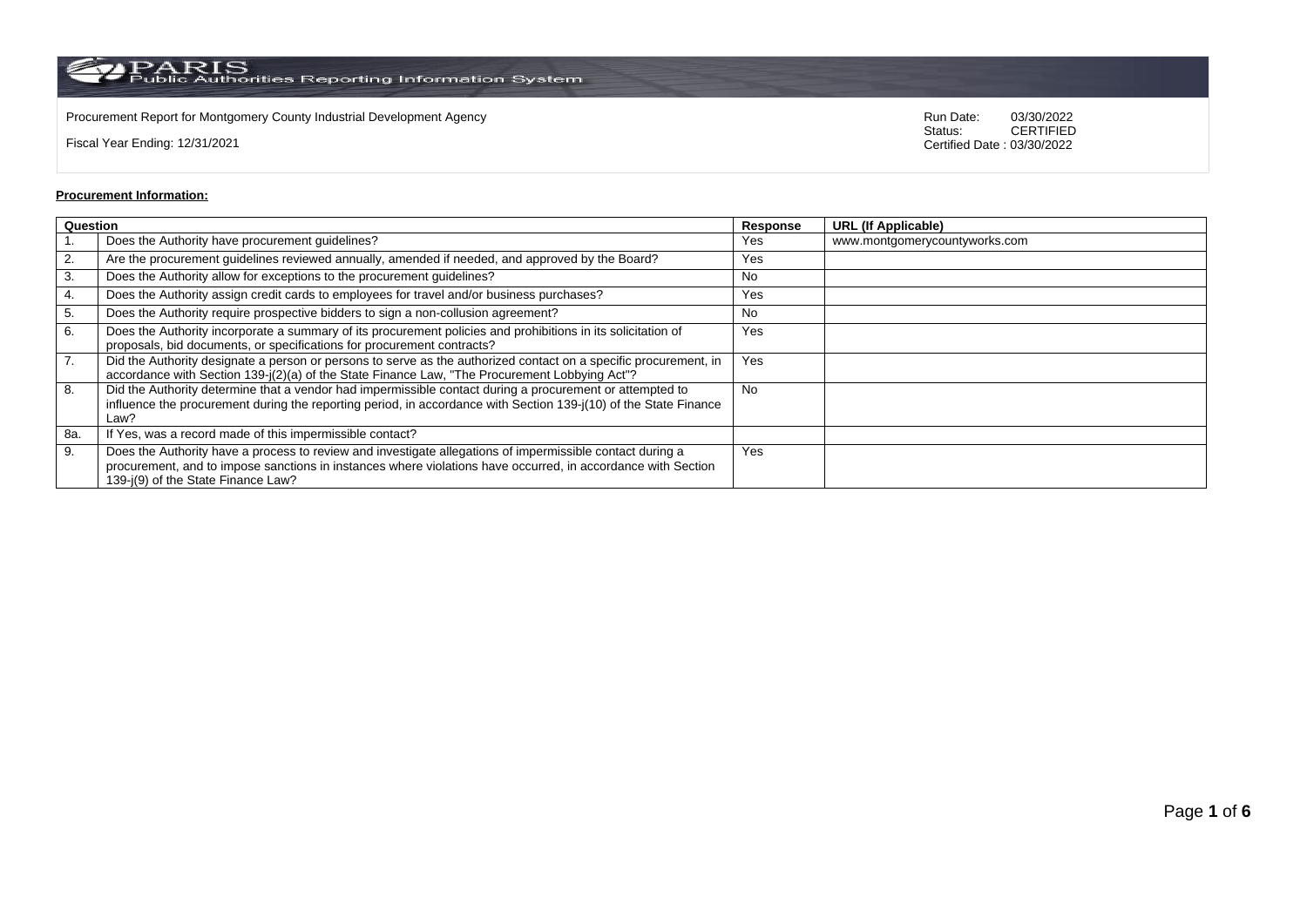PARIS Public Authorities Reporting Information System

Procurement Report for Montgomery County Industrial Development Agency

Fiscal Year Ending: 12/31/2021

Run Date: 03/30/2022
Status: CERTIFIED
Certified Date : 03/30/2022

**Procurement Information:**

| Question | | Response | URL (If Applicable) |
|---|---|---|---|
| 1. | Does the Authority have procurement guidelines? | Yes | www.montgomerycountyworks.com |
| 2. | Are the procurement guidelines reviewed annually, amended if needed, and approved by the Board? | Yes | |
| 3. | Does the Authority allow for exceptions to the procurement guidelines? | No | |
| 4. | Does the Authority assign credit cards to employees for travel and/or business purchases? | Yes | |
| 5. | Does the Authority require prospective bidders to sign a non-collusion agreement? | No | |
| 6. | Does the Authority incorporate a summary of its procurement policies and prohibitions in its solicitation of proposals, bid documents, or specifications for procurement contracts? | Yes | |
| 7. | Did the Authority designate a person or persons to serve as the authorized contact on a specific procurement, in accordance with Section 139-j(2)(a) of the State Finance Law, "The Procurement Lobbying Act"? | Yes | |
| 8. | Did the Authority determine that a vendor had impermissible contact during a procurement or attempted to influence the procurement during the reporting period, in accordance with Section 139-j(10) of the State Finance Law? | No | |
| 8a. | If Yes, was a record made of this impermissible contact? | | |
| 9. | Does the Authority have a process to review and investigate allegations of impermissible contact during a procurement, and to impose sanctions in instances where violations have occurred, in accordance with Section 139-j(9) of the State Finance Law? | Yes | |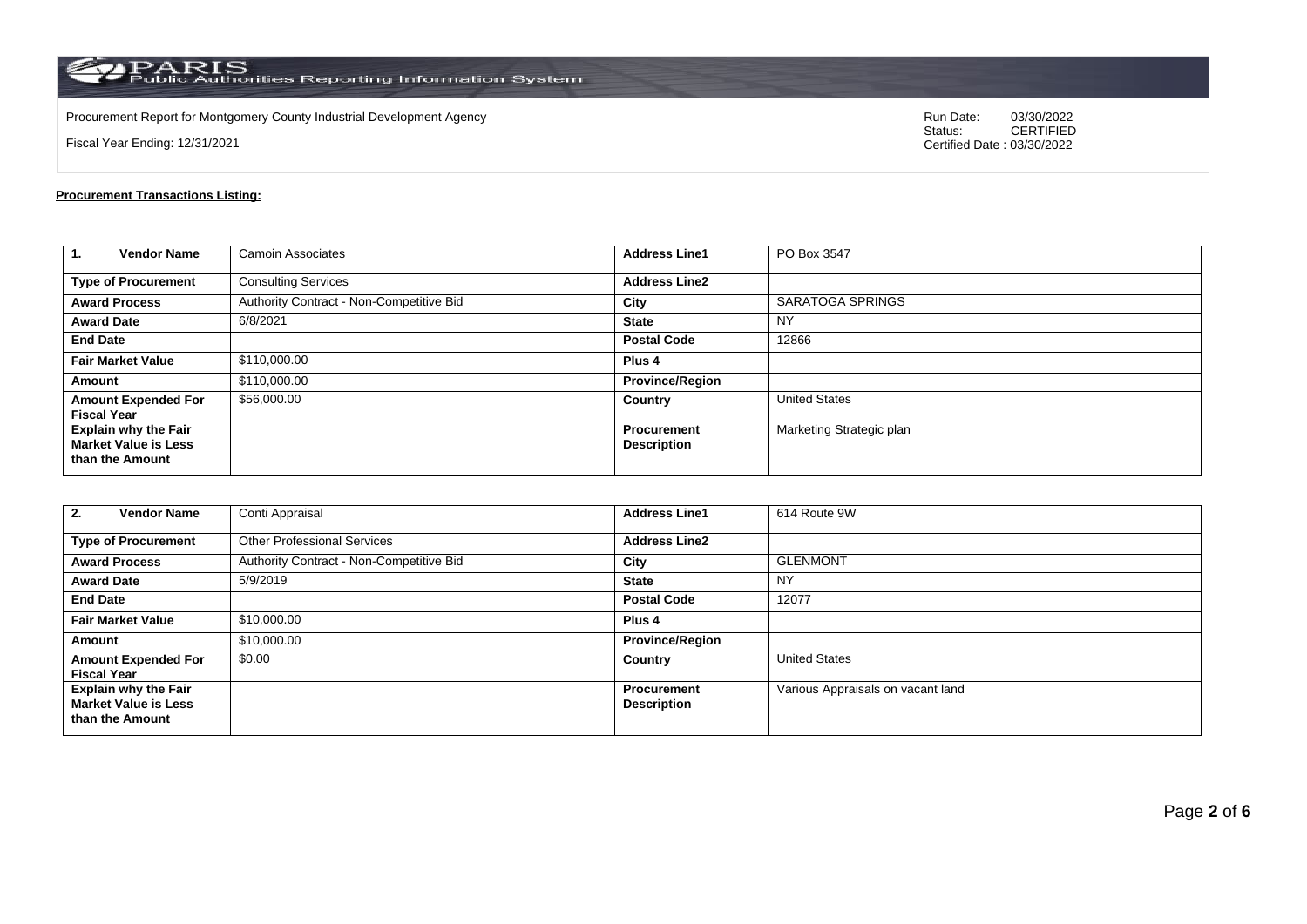Procurement Report for Montgomery County Industrial Development Agency

Fiscal Year Ending: 12/31/2021

Run Date: 03/30/2022
Status: CERTIFIED
Certified Date : 03/30/2022

**Procurement Transactions Listing:**

| 1. Vendor Name | Camoin Associates | Address Line1 | PO Box 3547 |
|---|---|---|---|
| Type of Procurement | Consulting Services | Address Line2 | |
| Award Process | Authority Contract - Non-Competitive Bid | City | SARATOGA SPRINGS |
| Award Date | 6/8/2021 | State | NY |
| End Date | | Postal Code | 12866 |
| Fair Market Value | $110,000.00 | Plus 4 | |
| Amount | $110,000.00 | Province/Region | |
| Amount Expended For Fiscal Year | $56,000.00 | Country | United States |
| Explain why the Fair Market Value is Less than the Amount | | Procurement Description | Marketing Strategic plan |

| 2. Vendor Name | Conti Appraisal | Address Line1 | 614 Route 9W |
|---|---|---|---|
| Type of Procurement | Other Professional Services | Address Line2 | |
| Award Process | Authority Contract - Non-Competitive Bid | City | GLENMONT |
| Award Date | 5/9/2019 | State | NY |
| End Date | | Postal Code | 12077 |
| Fair Market Value | $10,000.00 | Plus 4 | |
| Amount | $10,000.00 | Province/Region | |
| Amount Expended For Fiscal Year | $0.00 | Country | United States |
| Explain why the Fair Market Value is Less than the Amount | | Procurement Description | Various Appraisals on vacant land |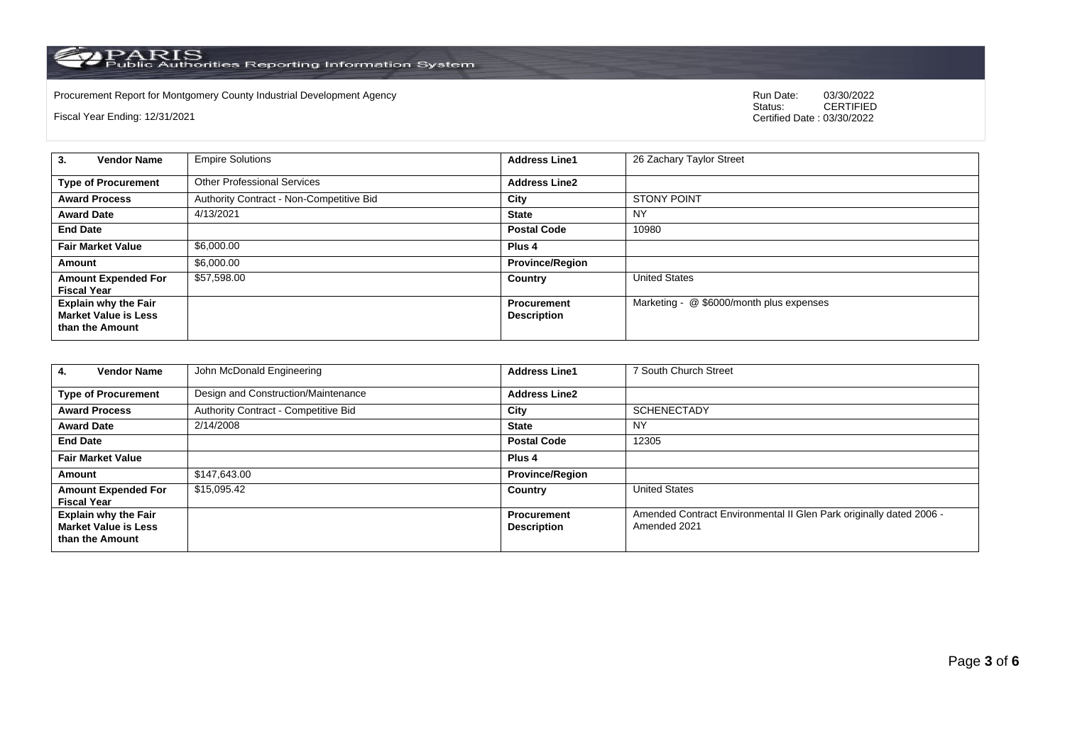Procurement Report for Montgomery County Industrial Development Agency

Fiscal Year Ending: 12/31/2021

Run Date: 03/30/2022
Status: CERTIFIED
Certified Date : 03/30/2022

| **3. Vendor Name** | Empire Solutions | **Address Line1** | 26 Zachary Taylor Street |
|---|---|---|---|
| **Type of Procurement** | Other Professional Services | **Address Line2** | |
| **Award Process** | Authority Contract - Non-Competitive Bid | **City** | STONY POINT |
| **Award Date** | 4/13/2021 | **State** | NY |
| **End Date** | | **Postal Code** | 10980 |
| **Fair Market Value** | $6,000.00 | **Plus 4** | |
| **Amount** | $6,000.00 | **Province/Region** | |
| **Amount Expended For Fiscal Year** | $57,598.00 | **Country** | United States |
| **Explain why the Fair Market Value is Less than the Amount** | | **Procurement Description** | Marketing - @ $6000/month plus expenses |

| **4. Vendor Name** | John McDonald Engineering | **Address Line1** | 7 South Church Street |
|---|---|---|---|
| **Type of Procurement** | Design and Construction/Maintenance | **Address Line2** | |
| **Award Process** | Authority Contract - Competitive Bid | **City** | SCHENECTADY |
| **Award Date** | 2/14/2008 | **State** | NY |
| **End Date** | | **Postal Code** | 12305 |
| **Fair Market Value** | | **Plus 4** | |
| **Amount** | $147,643.00 | **Province/Region** | |
| **Amount Expended For Fiscal Year** | $15,095.42 | **Country** | United States |
| **Explain why the Fair Market Value is Less than the Amount** | | **Procurement Description** | Amended Contract Environmental II Glen Park originally dated 2006 - Amended 2021 |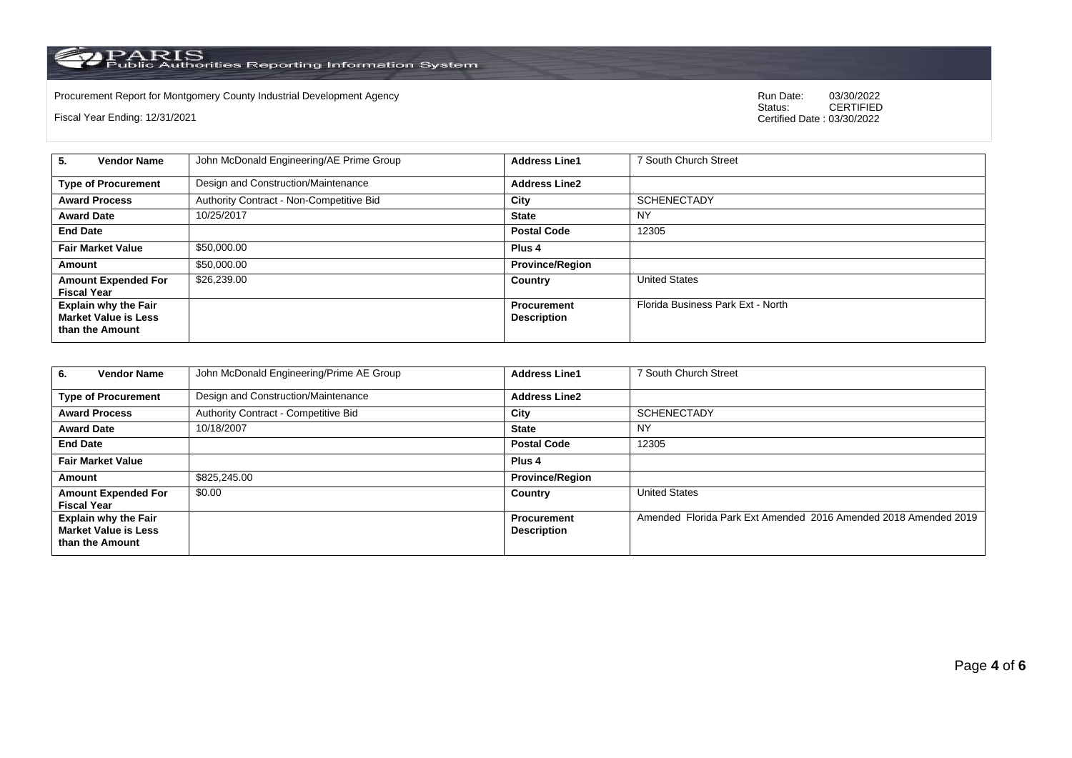Procurement Report for Montgomery County Industrial Development Agency

Fiscal Year Ending: 12/31/2021

Run Date: 03/30/2022
Status: CERTIFIED
Certified Date : 03/30/2022

| 5. Vendor Name | John McDonald Engineering/AE Prime Group | Address Line1 | 7 South Church Street |
|---|---|---|---|
| Type of Procurement | Design and Construction/Maintenance | Address Line2 | |
| Award Process | Authority Contract - Non-Competitive Bid | City | SCHENECTADY |
| Award Date | 10/25/2017 | State | NY |
| End Date | | Postal Code | 12305 |
| Fair Market Value | $50,000.00 | Plus 4 | |
| Amount | $50,000.00 | Province/Region | |
| Amount Expended For Fiscal Year | $26,239.00 | Country | United States |
| Explain why the Fair Market Value is Less than the Amount | | Procurement Description | Florida Business Park Ext - North |

| 6. Vendor Name | John McDonald Engineering/Prime AE Group | Address Line1 | 7 South Church Street |
|---|---|---|---|
| Type of Procurement | Design and Construction/Maintenance | Address Line2 | |
| Award Process | Authority Contract - Competitive Bid | City | SCHENECTADY |
| Award Date | 10/18/2007 | State | NY |
| End Date | | Postal Code | 12305 |
| Fair Market Value | | Plus 4 | |
| Amount | $825,245.00 | Province/Region | |
| Amount Expended For Fiscal Year | $0.00 | Country | United States |
| Explain why the Fair Market Value is Less than the Amount | | Procurement Description | Amended Florida Park Ext Amended 2016 Amended 2018 Amended 2019 |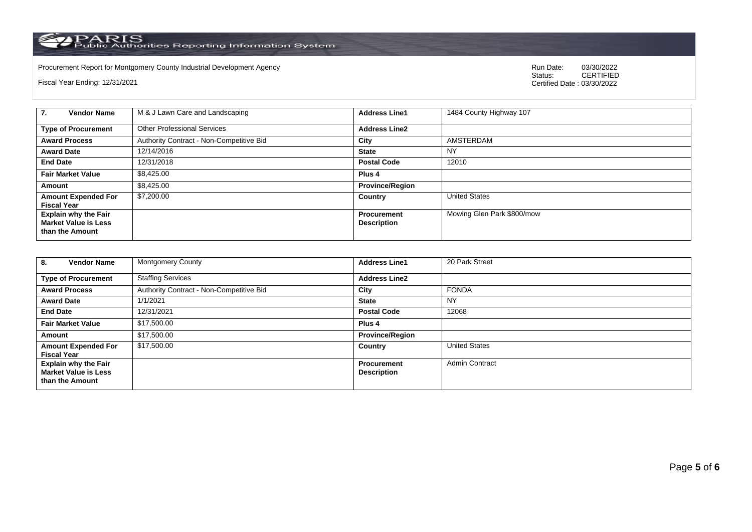Procurement Report for Montgomery County Industrial Development Agency

Fiscal Year Ending: 12/31/2021

Run Date: 03/30/2022
Status: CERTIFIED
Certified Date : 03/30/2022

| 7. Vendor Name | M & J Lawn Care and Landscaping | Address Line1 | 1484 County Highway 107 |
|---|---|---|---|
| Type of Procurement | Other Professional Services | Address Line2 | |
| Award Process | Authority Contract - Non-Competitive Bid | City | AMSTERDAM |
| Award Date | 12/14/2016 | State | NY |
| End Date | 12/31/2018 | Postal Code | 12010 |
| Fair Market Value | $8,425.00 | Plus 4 | |
| Amount | $8,425.00 | Province/Region | |
| Amount Expended For Fiscal Year | $7,200.00 | Country | United States |
| Explain why the Fair Market Value is Less than the Amount | | Procurement Description | Mowing Glen Park $800/mow |

| 8. Vendor Name | Montgomery County | Address Line1 | 20 Park Street |
|---|---|---|---|
| Type of Procurement | Staffing Services | Address Line2 | |
| Award Process | Authority Contract - Non-Competitive Bid | City | FONDA |
| Award Date | 1/1/2021 | State | NY |
| End Date | 12/31/2021 | Postal Code | 12068 |
| Fair Market Value | $17,500.00 | Plus 4 | |
| Amount | $17,500.00 | Province/Region | |
| Amount Expended For Fiscal Year | $17,500.00 | Country | United States |
| Explain why the Fair Market Value is Less than the Amount | | Procurement Description | Admin Contract |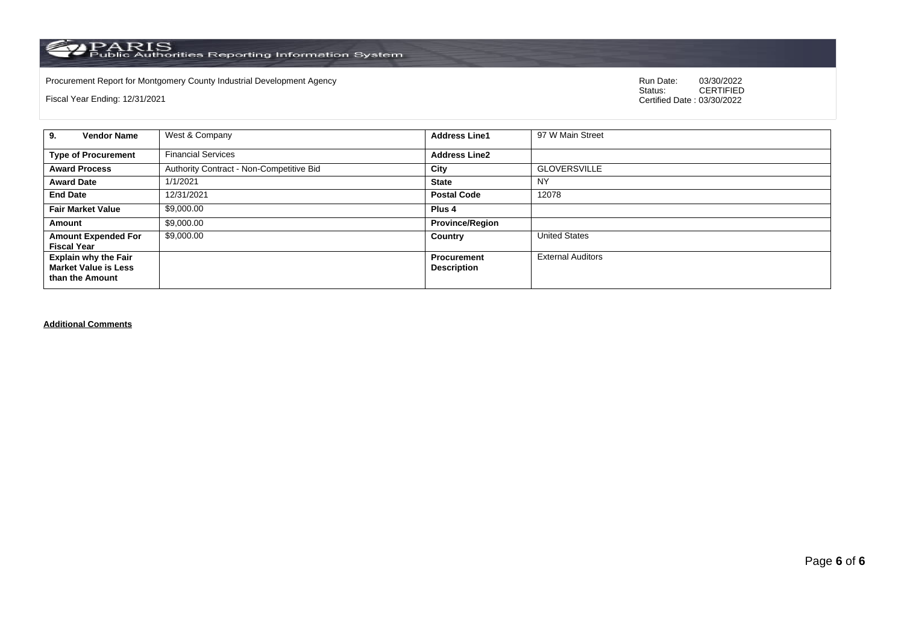Procurement Report for Montgomery County Industrial Development Agency

Fiscal Year Ending: 12/31/2021

Run Date: 03/30/2022
Status: CERTIFIED
Certified Date : 03/30/2022

| | | | |
|---|---|---|---|
| **9. Vendor Name** | West & Company | **Address Line1** | 97 W Main Street |
| **Type of Procurement** | Financial Services | **Address Line2** | |
| **Award Process** | Authority Contract - Non-Competitive Bid | **City** | GLOVERSVILLE |
| **Award Date** | 1/1/2021 | **State** | NY |
| **End Date** | 12/31/2021 | **Postal Code** | 12078 |
| **Fair Market Value** | $9,000.00 | **Plus 4** | |
| **Amount** | $9,000.00 | **Province/Region** | |
| **Amount Expended For Fiscal Year** | $9,000.00 | **Country** | United States |
| **Explain why the Fair Market Value is Less than the Amount** | | **Procurement Description** | External Auditors |

**Additional Comments**